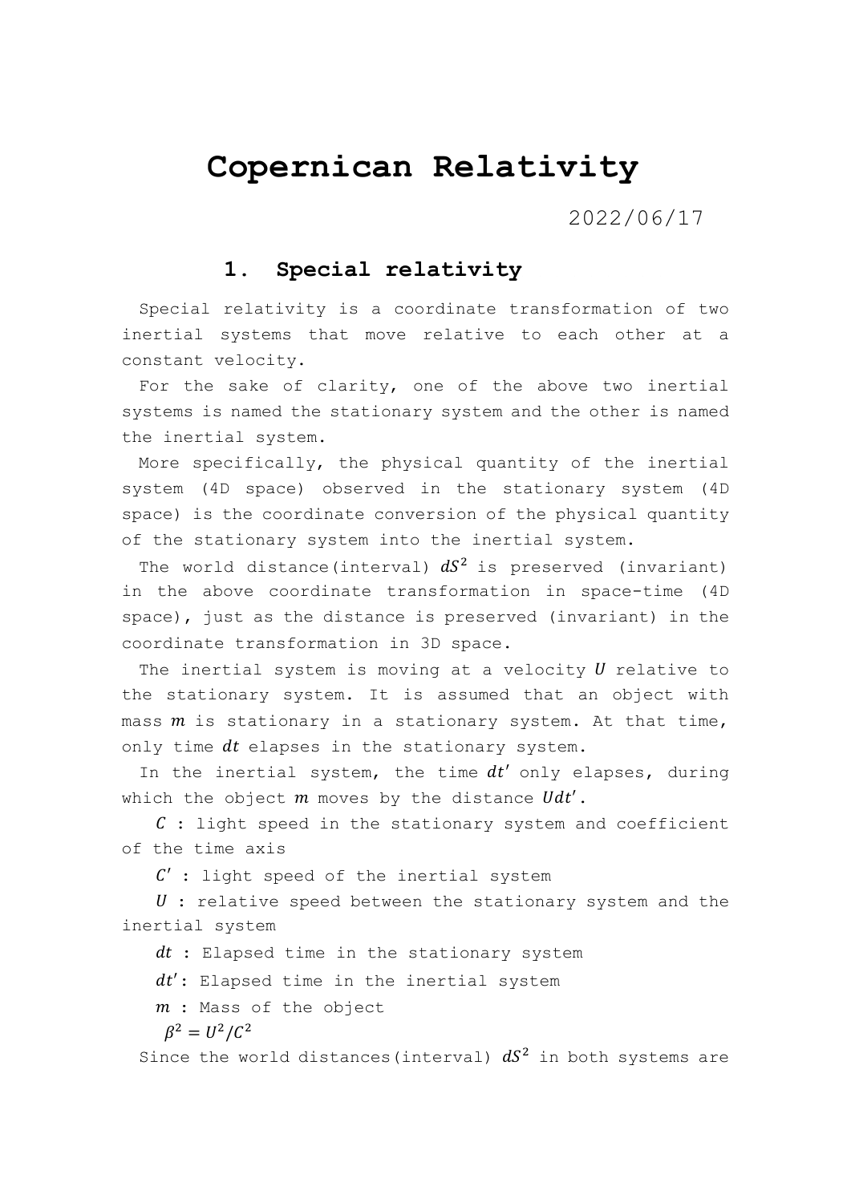# Copernican Relativity

2022/06/17

## 1. Special relativity

Special relativity is a coordinate transformation of two inertial systems that move relative to each other at a constant velocity.

For the sake of clarity, one of the above two inertial systems is named the stationary system and the other is named the inertial system.

More specifically, the physical quantity of the inertial system (4D space) observed in the stationary system (4D space) is the coordinate conversion of the physical quantity of the stationary system into the inertial system.

The world distance(interval) $dS^2$ is preserved (invariant) in the above coordinate transformation in space-time (4D space), just as the distance is preserved (invariant) in the coordinate transformation in 3D space.

The inertial system is moving at a velocity $U$ relative to the stationary system. It is assumed that an object with mass $m$ is stationary in a stationary system. At that time, only time $dt$ elapses in the stationary system.

In the inertial system, the time $dt'$ only elapses, during which the object $m$ moves by the distance $Udt'$.

$C$ : light speed in the stationary system and coefficient of the time axis

$C'$ : light speed of the inertial system

$U$ : relative speed between the stationary system and the inertial system

$dt$ : Elapsed time in the stationary system

$dt'$: Elapsed time in the inertial system

$m$ : Mass of the object

$\beta^2 = U^2/C^2$

Since the world distances(interval) $dS^2$ in both systems are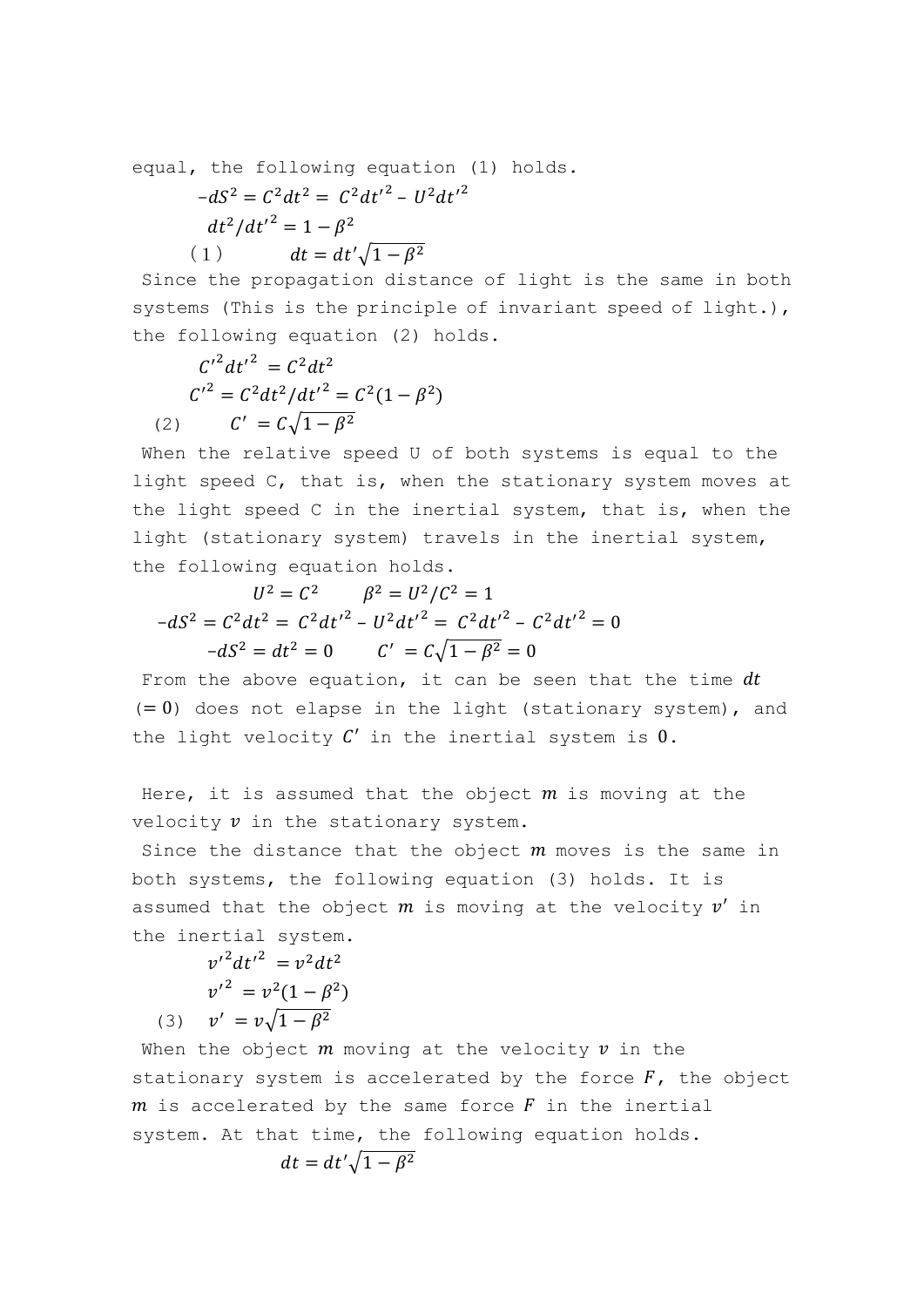equal, the following equation (1) holds.

$$-dS^2 = C^2dt^2 = C^2dt'^2 - U^2dt'^2$$

$$dt^2/dt'^2 = 1 - \beta^2$$

$$(1) \qquad dt = dt'\sqrt{1-\beta^2}$$

Since the propagation distance of light is the same in both systems (This is the principle of invariant speed of light.), the following equation (2) holds.

$$C'^2dt'^2 = C^2dt^2$$

$$C'^2 = C^2dt^2/dt'^2 = C^2(1-\beta^2)$$

$$(2) \qquad C' = C\sqrt{1-\beta^2}$$

When the relative speed U of both systems is equal to the light speed C, that is, when the stationary system moves at the light speed C in the inertial system, that is, when the light (stationary system) travels in the inertial system, the following equation holds.

$$U^2 = C^2 \qquad \beta^2 = U^2/C^2 = 1$$

$$-dS^2 = C^2dt^2 = C^2dt'^2 - U^2dt'^2 = C^2dt'^2 - C^2dt'^2 = 0$$

$$-dS^2 = dt^2 = 0 \qquad C' = C\sqrt{1-\beta^2} = 0$$

From the above equation, it can be seen that the time $dt$ $(= 0)$ does not elapse in the light (stationary system), and the light velocity $C'$ in the inertial system is $0$.

Here, it is assumed that the object $m$ is moving at the velocity $v$ in the stationary system.

Since the distance that the object $m$ moves is the same in both systems, the following equation (3) holds. It is assumed that the object $m$ is moving at the velocity $v'$ in the inertial system.

$$v'^2dt'^2 = v^2dt^2$$

$$v'^2 = v^2(1-\beta^2)$$

$$(3) \quad v' = v\sqrt{1-\beta^2}$$

When the object $m$ moving at the velocity $v$ in the stationary system is accelerated by the force $F$, the object $m$ is accelerated by the same force $F$ in the inertial system. At that time, the following equation holds.

$$dt = dt'\sqrt{1-\beta^2}$$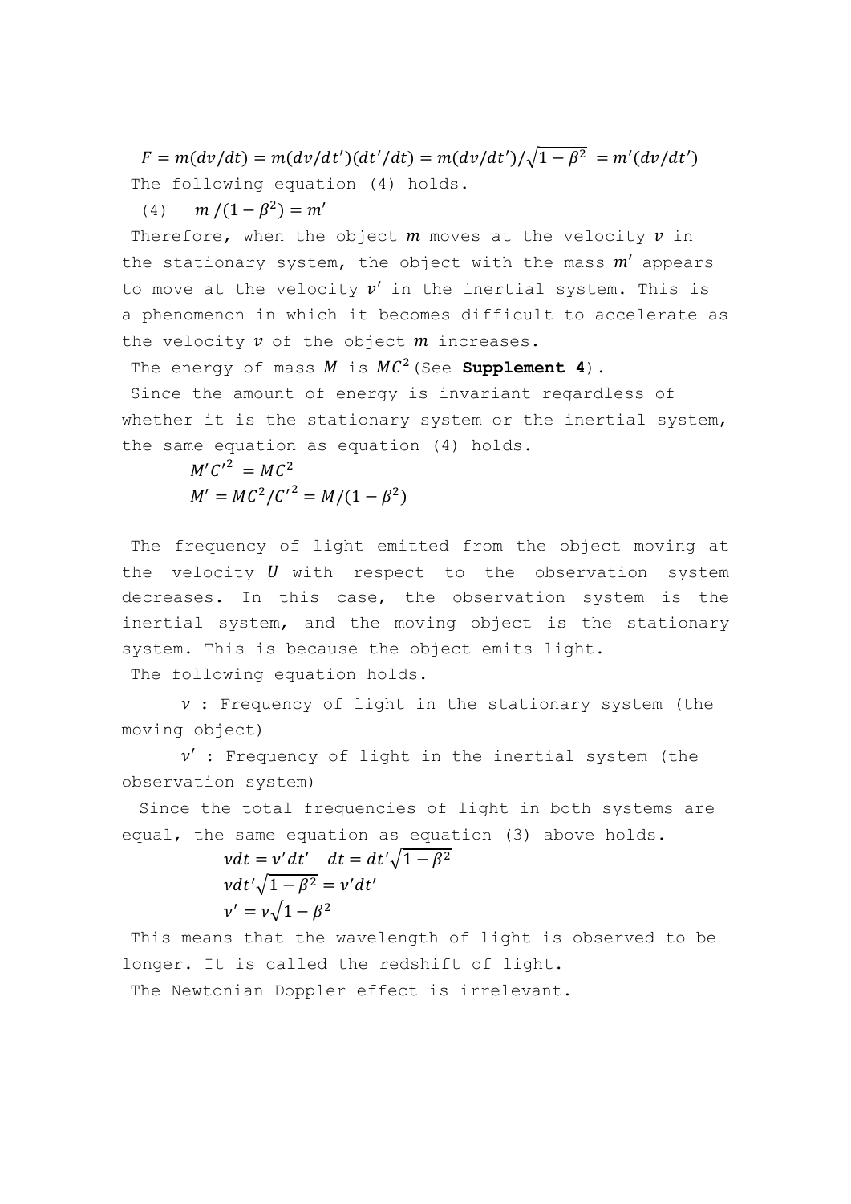$$F = m(dv/dt) = m(dv/dt')(dt'/dt) = m(dv/dt')/\sqrt{1-\beta^2} = m'(dv/dt')$$

The following equation (4) holds.

$$(4) \quad m/(1-\beta^2) = m'$$

Therefore, when the object $m$ moves at the velocity $v$ in the stationary system, the object with the mass $m'$ appears to move at the velocity $v'$ in the inertial system. This is a phenomenon in which it becomes difficult to accelerate as the velocity $v$ of the object $m$ increases.

The energy of mass $M$ is $MC^2$ (See **Supplement 4**).

Since the amount of energy is invariant regardless of whether it is the stationary system or the inertial system, the same equation as equation (4) holds.

$$M'C'^2 = MC^2$$

$$M' = MC^2/C'^2 = M/(1-\beta^2)$$

The frequency of light emitted from the object moving at the velocity $U$ with respect to the observation system decreases. In this case, the observation system is the inertial system, and the moving object is the stationary system. This is because the object emits light.

The following equation holds.

$\nu$ : Frequency of light in the stationary system (the moving object)

$\nu'$ : Frequency of light in the inertial system (the observation system)

Since the total frequencies of light in both systems are equal, the same equation as equation (3) above holds.

$$\nu dt = \nu' dt' \quad dt = dt'\sqrt{1-\beta^2}$$

$$\nu dt'\sqrt{1-\beta^2} = \nu' dt'$$

$$\nu' = \nu\sqrt{1-\beta^2}$$

This means that the wavelength of light is observed to be longer. It is called the redshift of light.

The Newtonian Doppler effect is irrelevant.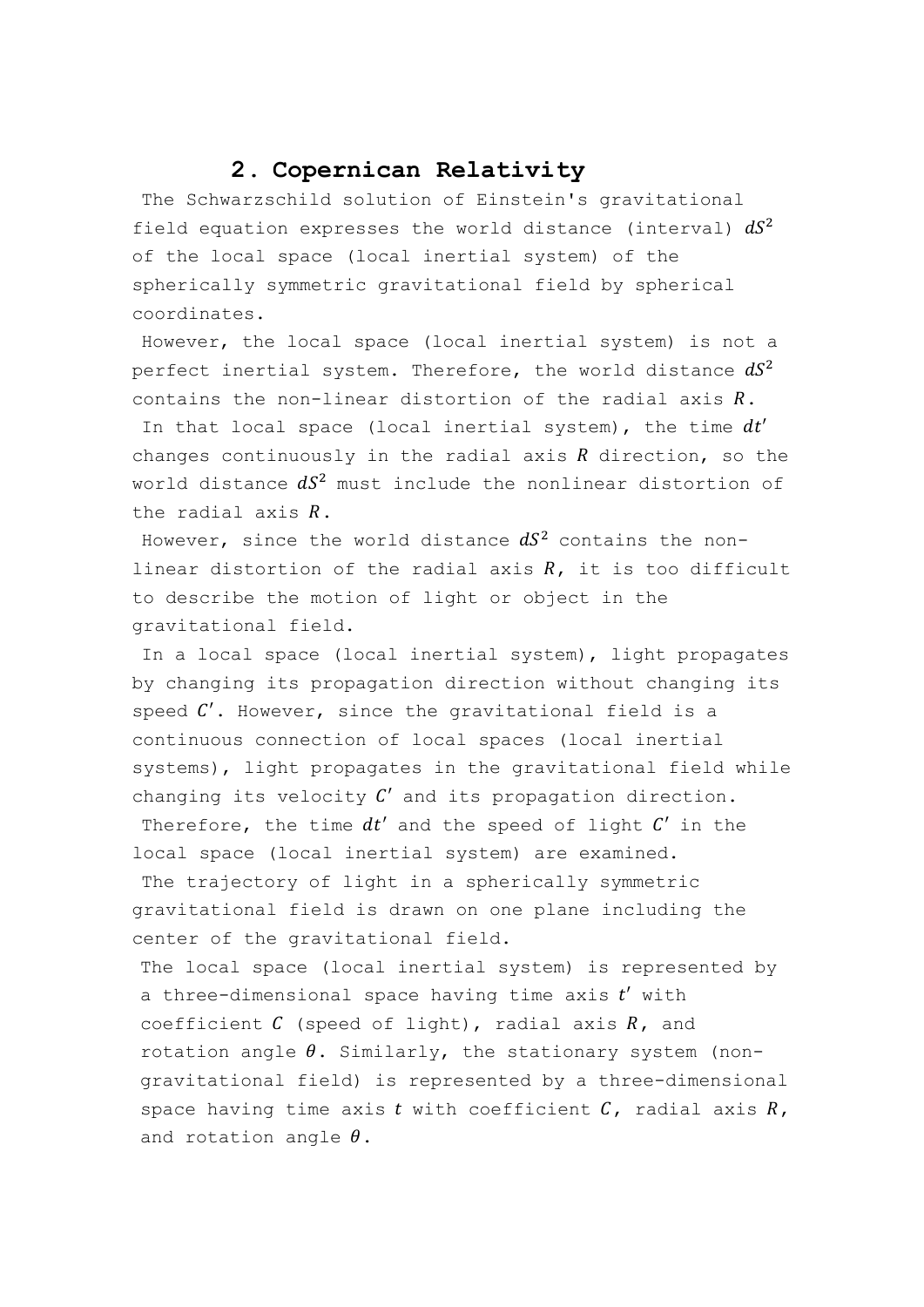## 2. Copernican Relativity

The Schwarzschild solution of Einstein's gravitational field equation expresses the world distance (interval) $dS^2$ of the local space (local inertial system) of the spherically symmetric gravitational field by spherical coordinates.

However, the local space (local inertial system) is not a perfect inertial system. Therefore, the world distance $dS^2$ contains the non-linear distortion of the radial axis $R$.

In that local space (local inertial system), the time $dt'$ changes continuously in the radial axis $R$ direction, so the world distance $dS^2$ must include the nonlinear distortion of the radial axis $R$.

However, since the world distance $dS^2$ contains the non-linear distortion of the radial axis $R$, it is too difficult to describe the motion of light or object in the gravitational field.

In a local space (local inertial system), light propagates by changing its propagation direction without changing its speed $C'$. However, since the gravitational field is a continuous connection of local spaces (local inertial systems), light propagates in the gravitational field while changing its velocity $C'$ and its propagation direction.

Therefore, the time $dt'$ and the speed of light $C'$ in the local space (local inertial system) are examined.

The trajectory of light in a spherically symmetric gravitational field is drawn on one plane including the center of the gravitational field.

The local space (local inertial system) is represented by a three-dimensional space having time axis $t'$ with coefficient $C$ (speed of light), radial axis $R$, and rotation angle $\theta$. Similarly, the stationary system (non-gravitational field) is represented by a three-dimensional space having time axis $t$ with coefficient $C$, radial axis $R$, and rotation angle $\theta$.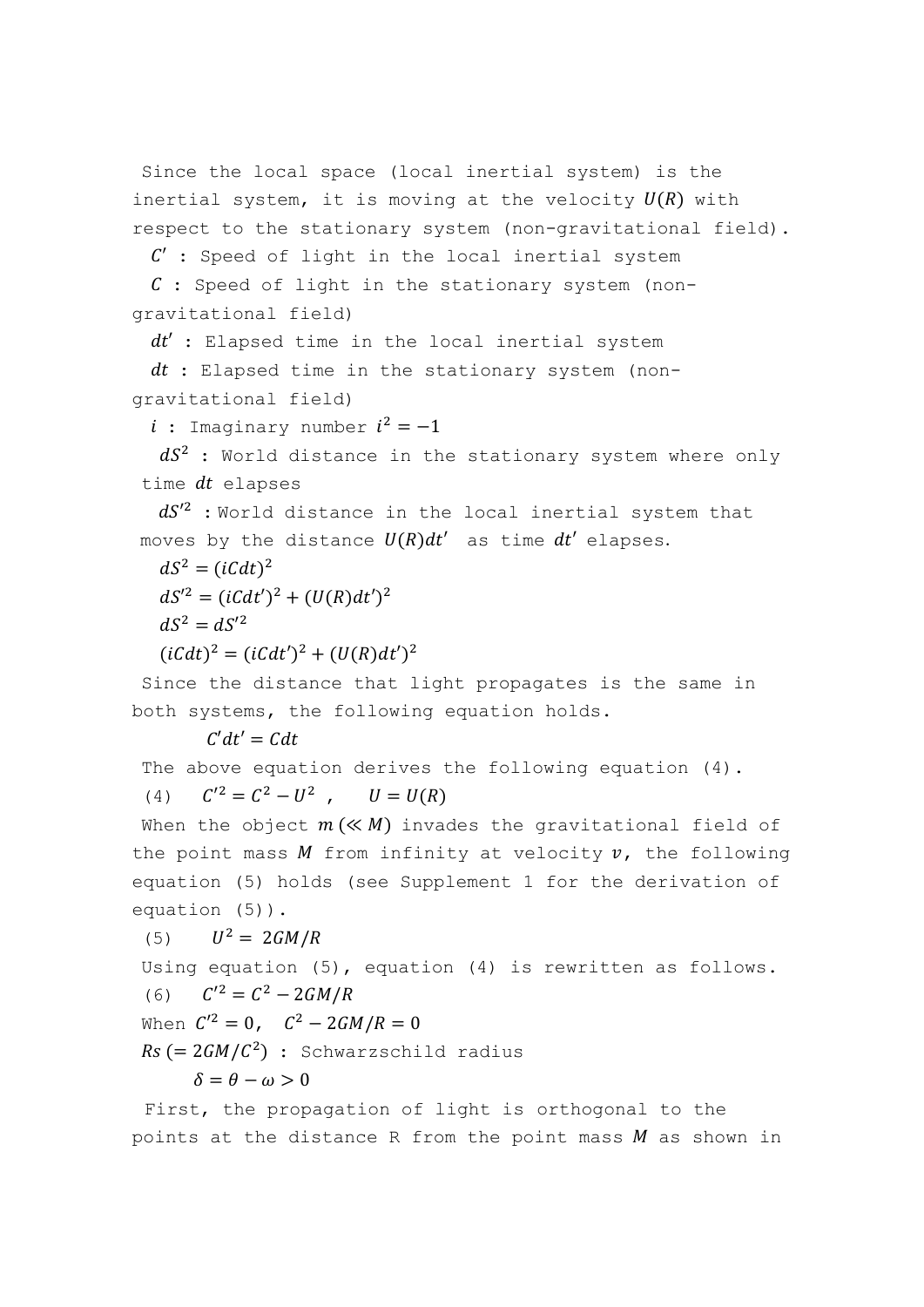Since the local space (local inertial system) is the inertial system, it is moving at the velocity $U(R)$ with respect to the stationary system (non-gravitational field).

$C'$ : Speed of light in the local inertial system

$C$ : Speed of light in the stationary system (non-gravitational field)

$dt'$ : Elapsed time in the local inertial system

$dt$ : Elapsed time in the stationary system (non-gravitational field)

$i$ : Imaginary number $i^2 = -1$

$dS^2$ : World distance in the stationary system where only time $dt$ elapses

$dS'^2$ : World distance in the local inertial system that moves by the distance $U(R)dt'$ as time $dt'$ elapses.

$$dS^2 = (iCdt)^2$$

$$dS'^2 = (iCdt')^2 + (U(R)dt')^2$$

$$dS^2 = dS'^2$$

$$(iCdt)^2 = (iCdt')^2 + (U(R)dt')^2$$

Since the distance that light propagates is the same in both systems, the following equation holds.

$$C'dt' = Cdt$$

The above equation derives the following equation (4).

(4) $C'^2 = C^2 - U^2$ , $U = U(R)$

When the object $m (\ll M)$ invades the gravitational field of the point mass $M$ from infinity at velocity $v$, the following equation (5) holds (see Supplement 1 for the derivation of equation (5)).

(5) $U^2 = 2GM/R$

Using equation (5), equation (4) is rewritten as follows.

(6) $C'^2 = C^2 - 2GM/R$

When $C'^2 = 0$, $C^2 - 2GM/R = 0$

$Rs (= 2GM/C^2)$ : Schwarzschild radius

$$\delta = \theta - \omega > 0$$

First, the propagation of light is orthogonal to the points at the distance R from the point mass $M$ as shown in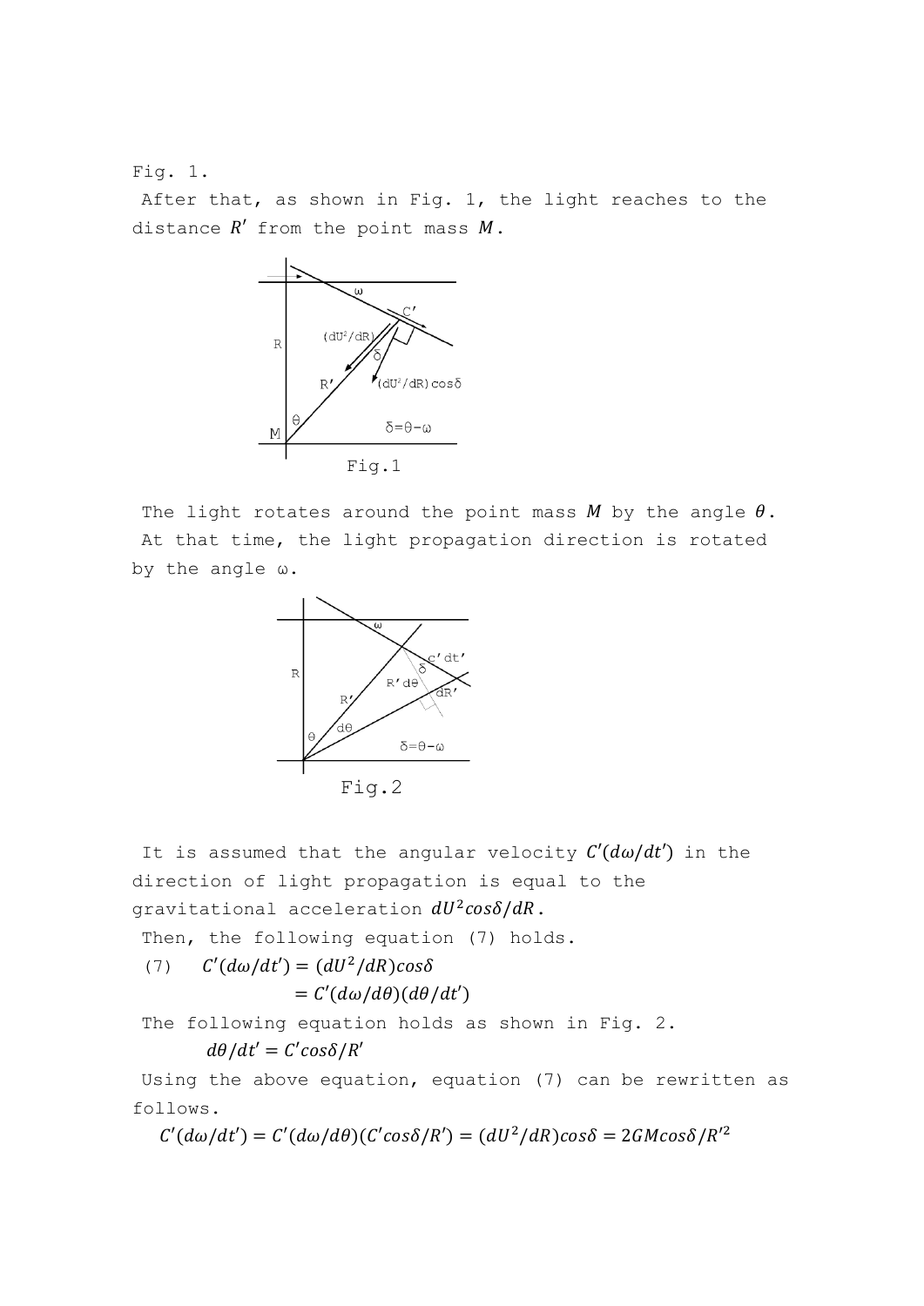Fig. 1.

After that, as shown in Fig. 1, the light reaches to the distance $R'$ from the point mass $M$.

Fig.1

The light rotates around the point mass $M$ by the angle $\theta$.
At that time, the light propagation direction is rotated by the angle ω.

Fig.2

It is assumed that the angular velocity $C'(d\omega/dt')$ in the direction of light propagation is equal to the gravitational acceleration $dU^2 cos\delta/dR$.

Then, the following equation (7) holds.

(7) $C'(d\omega/dt') = (dU^2/dR)cos\delta$

$= C'(d\omega/d\theta)(d\theta/dt')$

The following equation holds as shown in Fig. 2.

$$d\theta/dt' = C'cos\delta/R'$$

Using the above equation, equation (7) can be rewritten as follows.

$$C'(d\omega/dt') = C'(d\omega/d\theta)(C'cos\delta/R') = (dU^2/dR)cos\delta = 2GMcos\delta/R'^2$$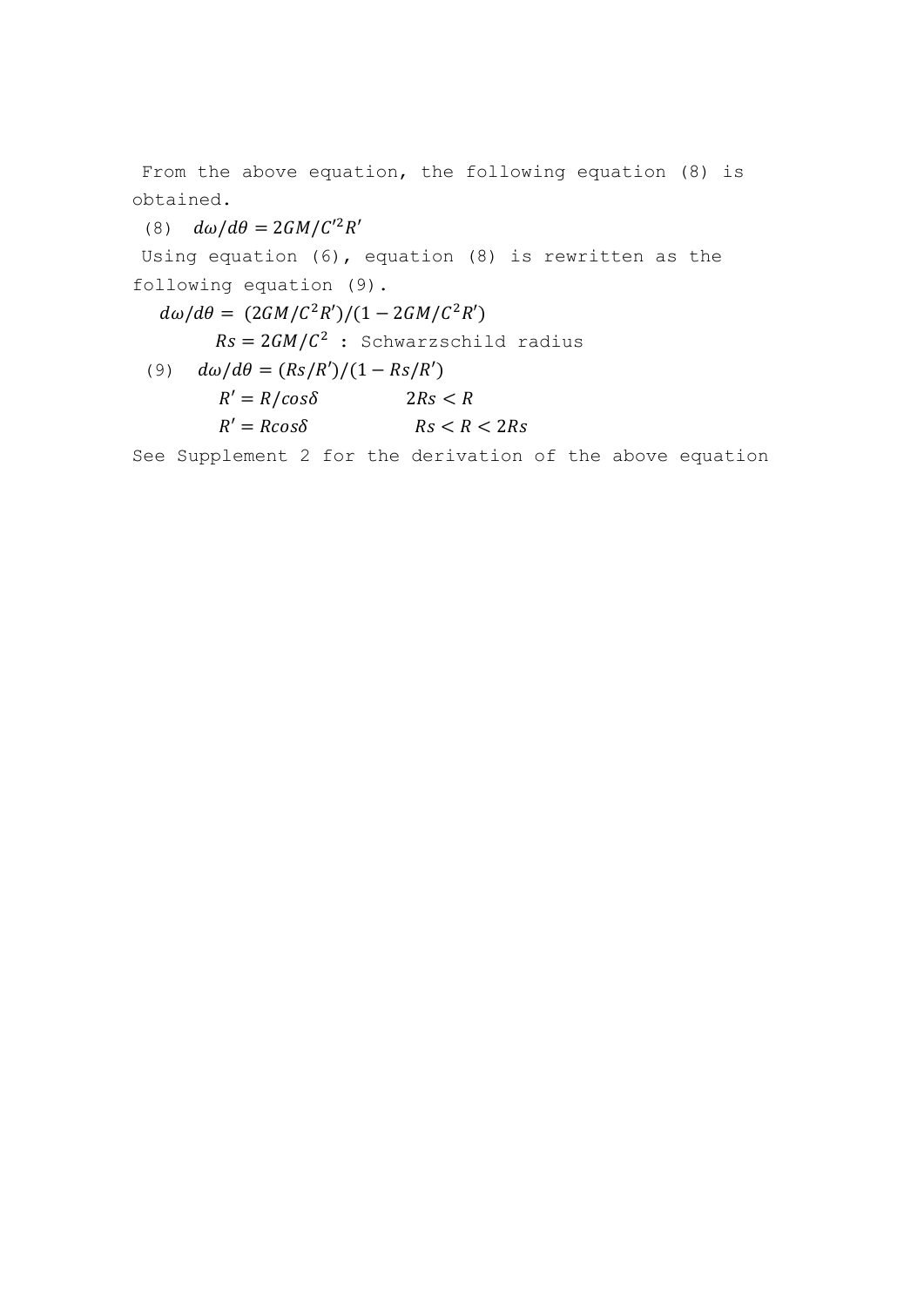From the above equation, the following equation (8) is obtained.

(8) $d\omega/d\theta = 2GM/C'^2R'$

Using equation (6), equation (8) is rewritten as the following equation (9).

$$d\omega/d\theta = (2GM/C^2R')/(1 - 2GM/C^2R')$$

$Rs = 2GM/C^2$ : Schwarzschild radius

(9) $d\omega/d\theta = (Rs/R')/(1 - Rs/R')$

$R' = R/cos\delta$ $\quad\quad 2Rs < R$

$R' = Rcos\delta$ $\quad\quad Rs < R < 2Rs$

See Supplement 2 for the derivation of the above equation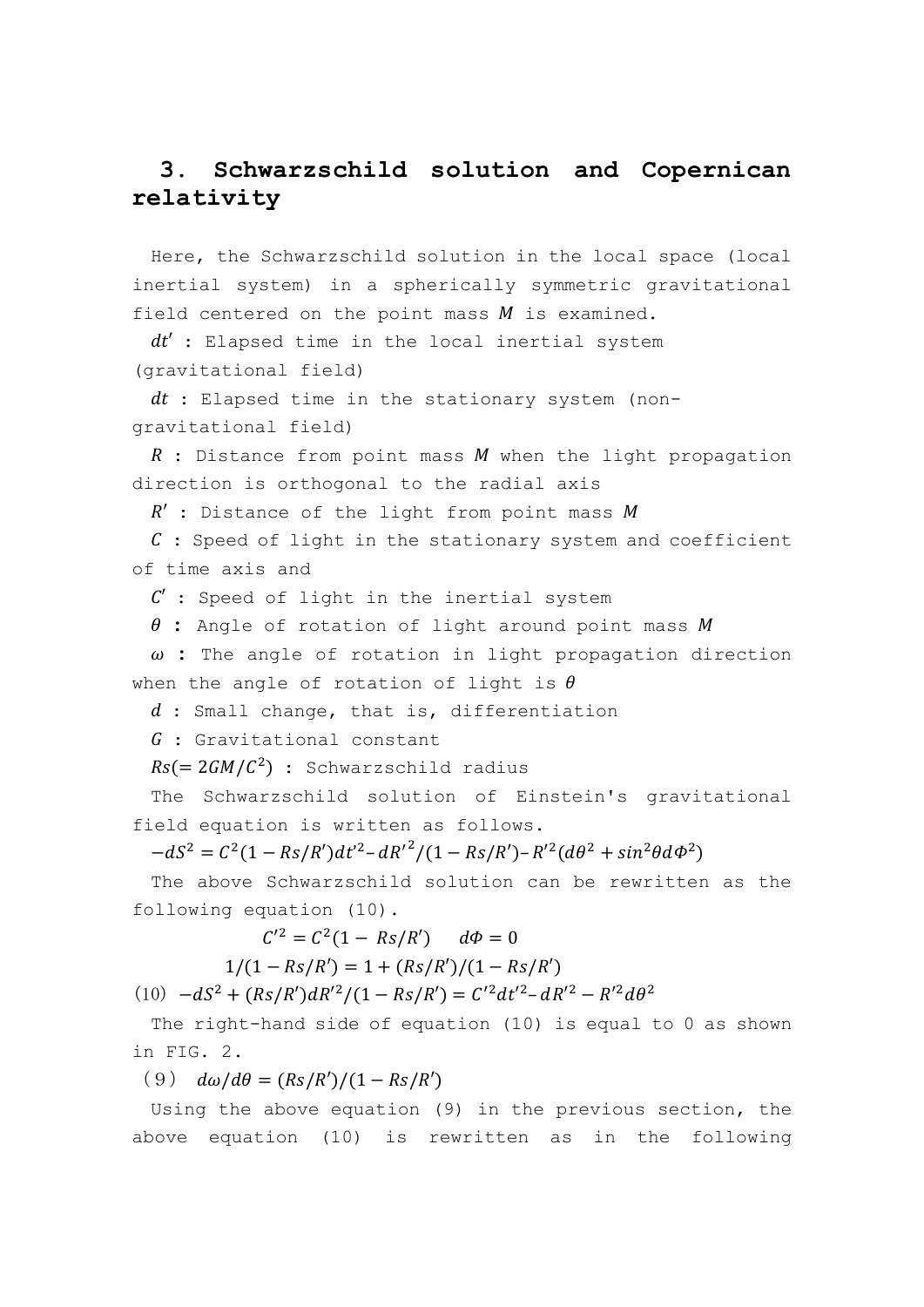## 3. Schwarzschild solution and Copernican relativity

Here, the Schwarzschild solution in the local space (local inertial system) in a spherically symmetric gravitational field centered on the point mass $M$ is examined.

$dt'$ : Elapsed time in the local inertial system (gravitational field)

$dt$ : Elapsed time in the stationary system (non-gravitational field)

$R$ : Distance from point mass $M$ when the light propagation direction is orthogonal to the radial axis

$R'$ : Distance of the light from point mass $M$

$C$ : Speed of light in the stationary system and coefficient of time axis and

$C'$ : Speed of light in the inertial system

$\theta$ : Angle of rotation of light around point mass $M$

$\omega$ : The angle of rotation in light propagation direction when the angle of rotation of light is $\theta$

$d$ : Small change, that is, differentiation

$G$ : Gravitational constant

$Rs(=2GM/C^2)$ : Schwarzschild radius

The Schwarzschild solution of Einstein's gravitational field equation is written as follows.

$$-dS^2 = C^2(1-Rs/R')dt'^2 - dR'^2/(1-Rs/R') - R'^2(d\theta^2 + sin^2\theta d\Phi^2)$$

The above Schwarzschild solution can be rewritten as the following equation (10).

$$C'^2 = C^2(1-Rs/R') \quad d\Phi = 0$$

$$1/(1-Rs/R') = 1 + (Rs/R')/(1-Rs/R')$$

(10) $-dS^2 + (Rs/R')dR'^2/(1-Rs/R') = C'^2dt'^2 - dR'^2 - R'^2d\theta^2$

The right-hand side of equation (10) is equal to 0 as shown in FIG. 2.

(9) $d\omega/d\theta = (Rs/R')/(1-Rs/R')$

Using the above equation (9) in the previous section, the above equation (10) is rewritten as in the following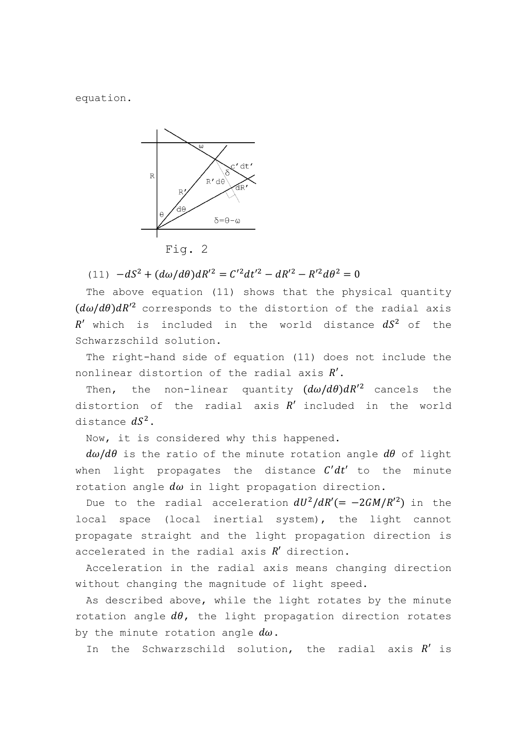equation.

Fig. 2

(11) $-dS^2 + (d\omega/d\theta)dR'^2 = C'^2dt'^2 - dR'^2 - R'^2d\theta^2 = 0$

The above equation (11) shows that the physical quantity $(d\omega/d\theta)dR'^2$ corresponds to the distortion of the radial axis $R'$ which is included in the world distance $dS^2$ of the Schwarzschild solution.

The right-hand side of equation (11) does not include the nonlinear distortion of the radial axis $R'$.

Then, the non-linear quantity $(d\omega/d\theta)dR'^2$ cancels the distortion of the radial axis $R'$ included in the world distance $dS^2$.

Now, it is considered why this happened.

$d\omega/d\theta$ is the ratio of the minute rotation angle $d\theta$ of light when light propagates the distance $C'dt'$ to the minute rotation angle $d\omega$ in light propagation direction.

Due to the radial acceleration $dU^2/dR'(= -2GM/R'^2)$ in the local space (local inertial system), the light cannot propagate straight and the light propagation direction is accelerated in the radial axis $R'$ direction.

Acceleration in the radial axis means changing direction without changing the magnitude of light speed.

As described above, while the light rotates by the minute rotation angle $d\theta$, the light propagation direction rotates by the minute rotation angle $d\omega$.

In the Schwarzschild solution, the radial axis $R'$ is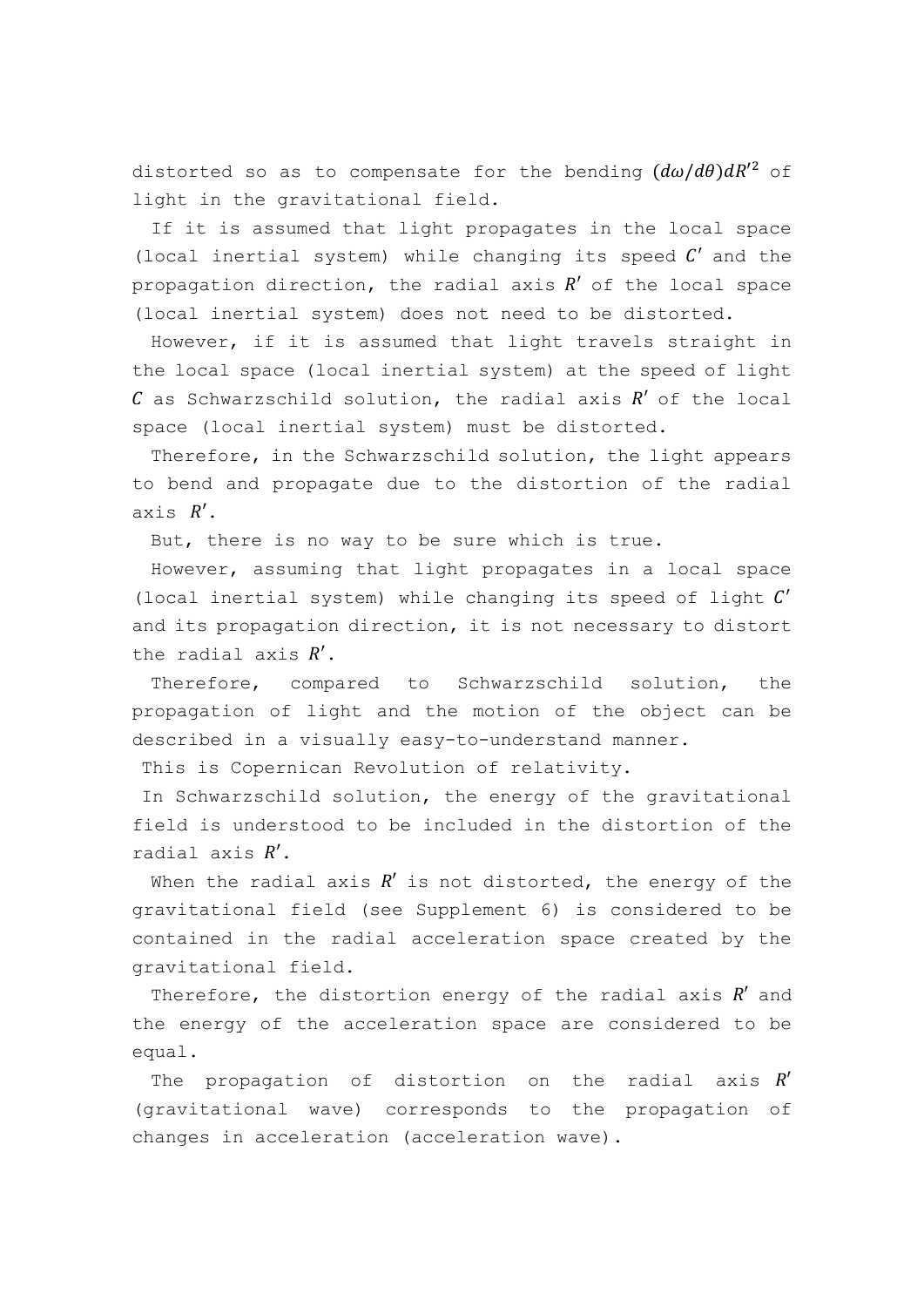distorted so as to compensate for the bending $(d\omega/d\theta)dR'^2$ of light in the gravitational field.

If it is assumed that light propagates in the local space (local inertial system) while changing its speed $C'$ and the propagation direction, the radial axis $R'$ of the local space (local inertial system) does not need to be distorted.

However, if it is assumed that light travels straight in the local space (local inertial system) at the speed of light $C$ as Schwarzschild solution, the radial axis $R'$ of the local space (local inertial system) must be distorted.

Therefore, in the Schwarzschild solution, the light appears to bend and propagate due to the distortion of the radial axis $R'$.

But, there is no way to be sure which is true.

However, assuming that light propagates in a local space (local inertial system) while changing its speed of light $C'$ and its propagation direction, it is not necessary to distort the radial axis $R'$.

Therefore, compared to Schwarzschild solution, the propagation of light and the motion of the object can be described in a visually easy-to-understand manner.

This is Copernican Revolution of relativity.

In Schwarzschild solution, the energy of the gravitational field is understood to be included in the distortion of the radial axis $R'$.

When the radial axis $R'$ is not distorted, the energy of the gravitational field (see Supplement 6) is considered to be contained in the radial acceleration space created by the gravitational field.

Therefore, the distortion energy of the radial axis $R'$ and the energy of the acceleration space are considered to be equal.

The propagation of distortion on the radial axis $R'$ (gravitational wave) corresponds to the propagation of changes in acceleration (acceleration wave).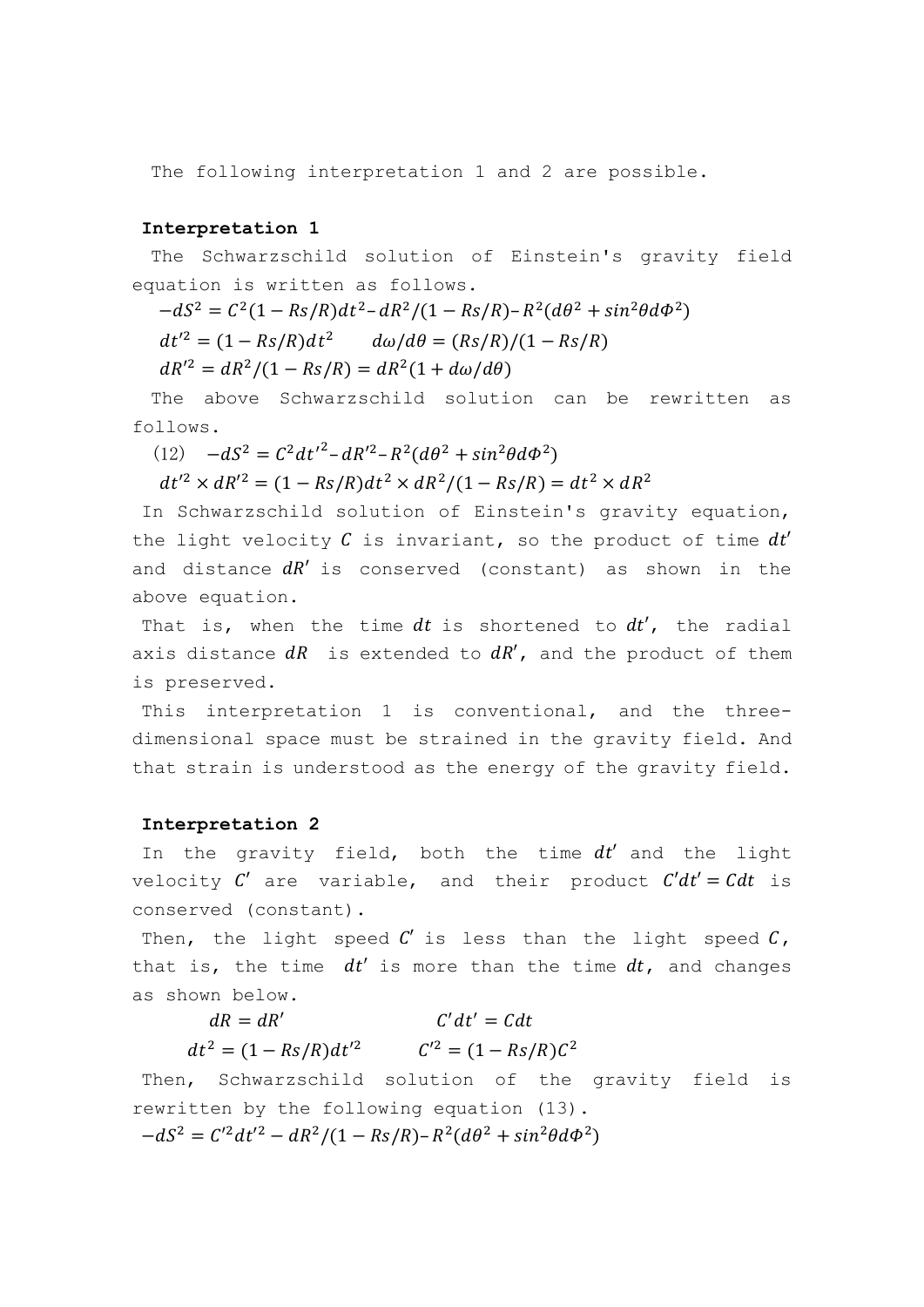The following interpretation 1 and 2 are possible.

**Interpretation 1**

The Schwarzschild solution of Einstein's gravity field equation is written as follows.

$$-dS^2 = C^2(1 - Rs/R)dt^2 - dR^2/(1 - Rs/R) - R^2(d\theta^2 + sin^2\theta d\Phi^2)$$

$$dt'^2 = (1 - Rs/R)dt^2 \qquad d\omega/d\theta = (Rs/R)/(1 - Rs/R)$$

$$dR'^2 = dR^2/(1 - Rs/R) = dR^2(1 + d\omega/d\theta)$$

The above Schwarzschild solution can be rewritten as follows.

(12) $$-dS^2 = C^2 dt'^2 - dR'^2 - R^2(d\theta^2 + sin^2\theta d\Phi^2)$$

$$dt'^2 \times dR'^2 = (1 - Rs/R)dt^2 \times dR^2/(1 - Rs/R) = dt^2 \times dR^2$$

In Schwarzschild solution of Einstein's gravity equation, the light velocity $C$ is invariant, so the product of time $dt'$ and distance $dR'$ is conserved (constant) as shown in the above equation.

That is, when the time $dt$ is shortened to $dt'$, the radial axis distance $dR$ is extended to $dR'$, and the product of them is preserved.

This interpretation 1 is conventional, and the three-dimensional space must be strained in the gravity field. And that strain is understood as the energy of the gravity field.

**Interpretation 2**

In the gravity field, both the time $dt'$ and the light velocity $C'$ are variable, and their product $C'dt' = Cdt$ is conserved (constant).

Then, the light speed $C'$ is less than the light speed $C$, that is, the time $dt'$ is more than the time $dt$, and changes as shown below.

$$dR = dR' \qquad C'dt' = Cdt$$

$$dt^2 = (1 - Rs/R)dt'^2 \qquad C'^2 = (1 - Rs/R)C^2$$

Then, Schwarzschild solution of the gravity field is rewritten by the following equation (13).

$$-dS^2 = C'^2 dt'^2 - dR^2/(1 - Rs/R) - R^2(d\theta^2 + sin^2\theta d\Phi^2)$$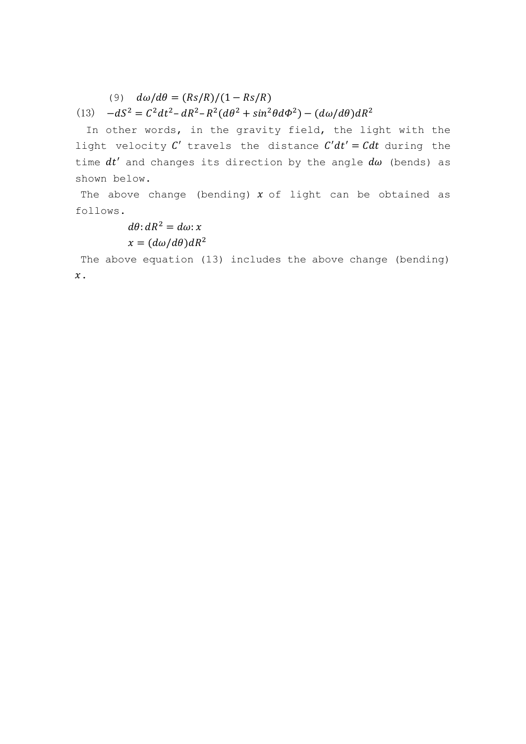(9) $d\omega/d\theta = (Rs/R)/(1 - Rs/R)$

(13) $-dS^2 = C^2dt^2 - dR^2 - R^2(d\theta^2 + sin^2\theta d\Phi^2) - (d\omega/d\theta)dR^2$

In other words, in the gravity field, the light with the light velocity $C'$ travels the distance $C'dt' = Cdt$ during the time $dt'$ and changes its direction by the angle $d\omega$ (bends) as shown below.

The above change (bending) $x$ of light can be obtained as follows.

$$d\theta : dR^2 = d\omega : x$$

$$x = (d\omega/d\theta)dR^2$$

The above equation (13) includes the above change (bending) $x$.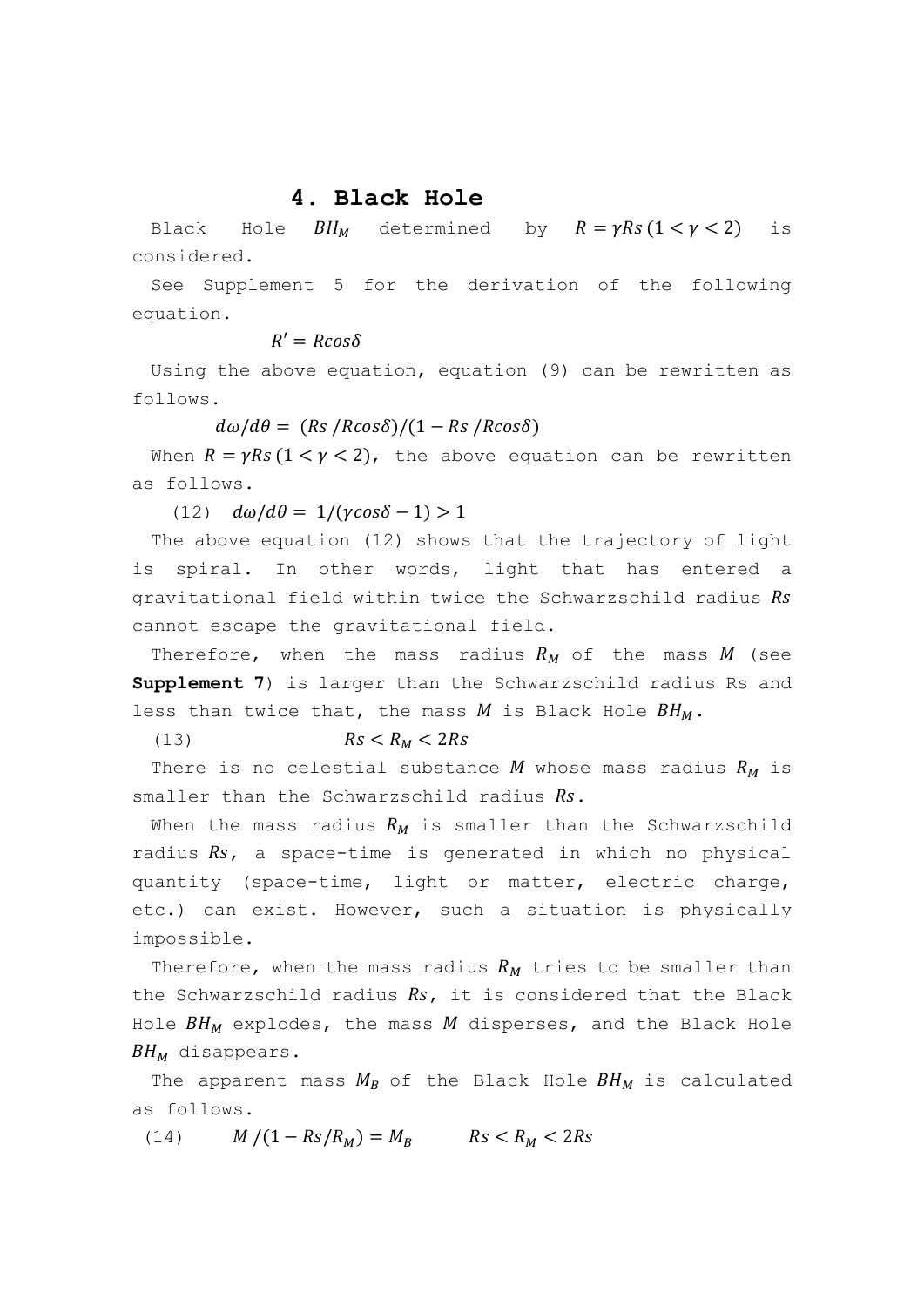## 4. Black Hole

Black Hole $BH_M$ determined by $R = \gamma Rs\,(1 < \gamma < 2)$ is considered.

See Supplement 5 for the derivation of the following equation.

$$R' = R\cos\delta$$

Using the above equation, equation (9) can be rewritten as follows.

$$d\omega/d\theta = (Rs/R\cos\delta)/(1 - Rs/R\cos\delta)$$

When $R = \gamma Rs\,(1 < \gamma < 2)$, the above equation can be rewritten as follows.

(12) $\quad d\omega/d\theta = 1/(\gamma\cos\delta - 1) > 1$

The above equation (12) shows that the trajectory of light is spiral. In other words, light that has entered a gravitational field within twice the Schwarzschild radius $Rs$ cannot escape the gravitational field.

Therefore, when the mass radius $R_M$ of the mass $M$ (see **Supplement 7**) is larger than the Schwarzschild radius Rs and less than twice that, the mass $M$ is Black Hole $BH_M$.

(13) $\quad Rs < R_M < 2Rs$

There is no celestial substance $M$ whose mass radius $R_M$ is smaller than the Schwarzschild radius $Rs$.

When the mass radius $R_M$ is smaller than the Schwarzschild radius $Rs$, a space-time is generated in which no physical quantity (space-time, light or matter, electric charge, etc.) can exist. However, such a situation is physically impossible.

Therefore, when the mass radius $R_M$ tries to be smaller than the Schwarzschild radius $Rs$, it is considered that the Black Hole $BH_M$ explodes, the mass $M$ disperses, and the Black Hole $BH_M$ disappears.

The apparent mass $M_B$ of the Black Hole $BH_M$ is calculated as follows.

(14) $\quad M/(1 - Rs/R_M) = M_B \qquad Rs < R_M < 2Rs$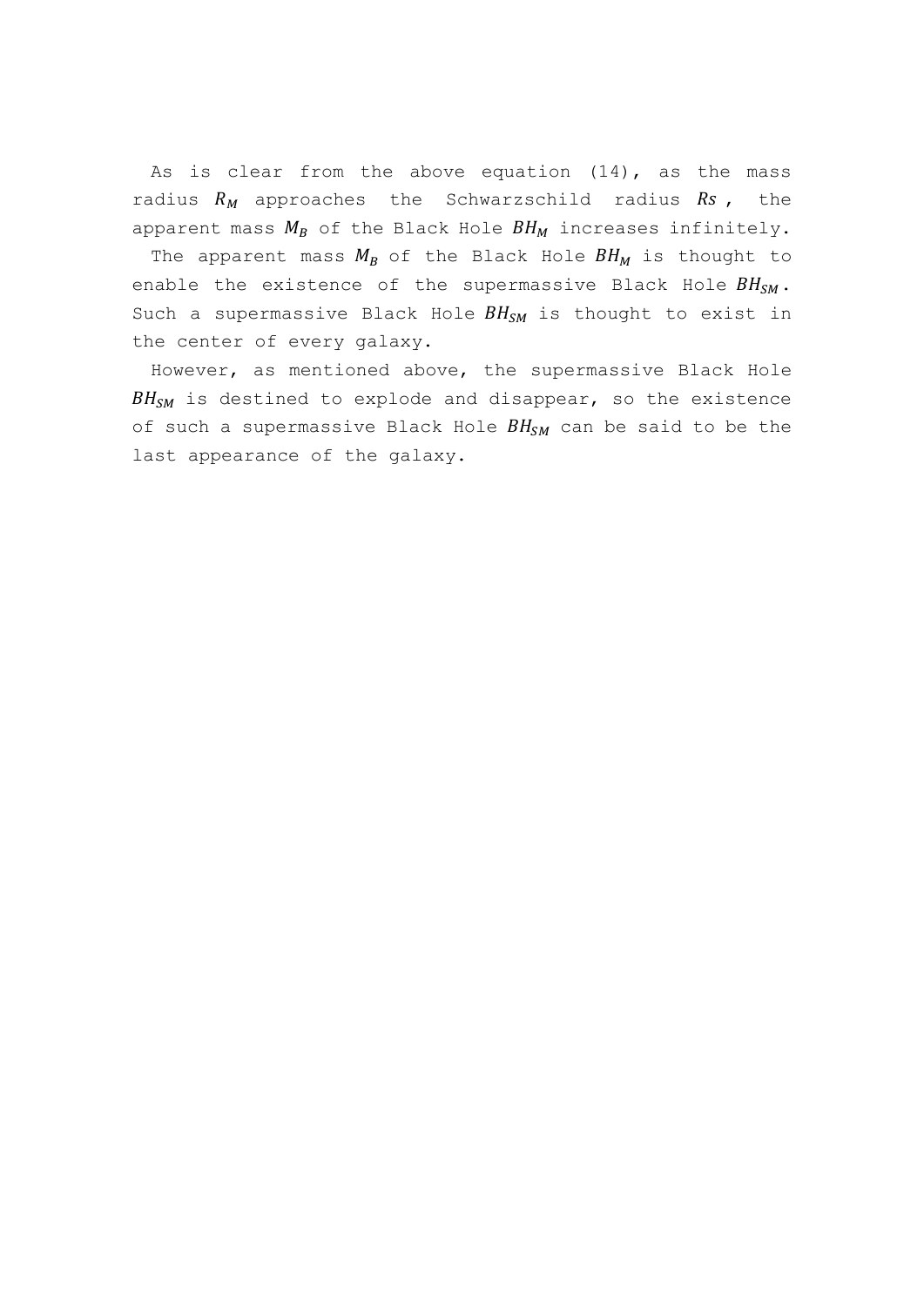As is clear from the above equation (14), as the mass radius $R_M$ approaches the Schwarzschild radius $Rs$, the apparent mass $M_B$ of the Black Hole $BH_M$ increases infinitely.

The apparent mass $M_B$ of the Black Hole $BH_M$ is thought to enable the existence of the supermassive Black Hole $BH_{SM}$. Such a supermassive Black Hole $BH_{SM}$ is thought to exist in the center of every galaxy.

However, as mentioned above, the supermassive Black Hole $BH_{SM}$ is destined to explode and disappear, so the existence of such a supermassive Black Hole $BH_{SM}$ can be said to be the last appearance of the galaxy.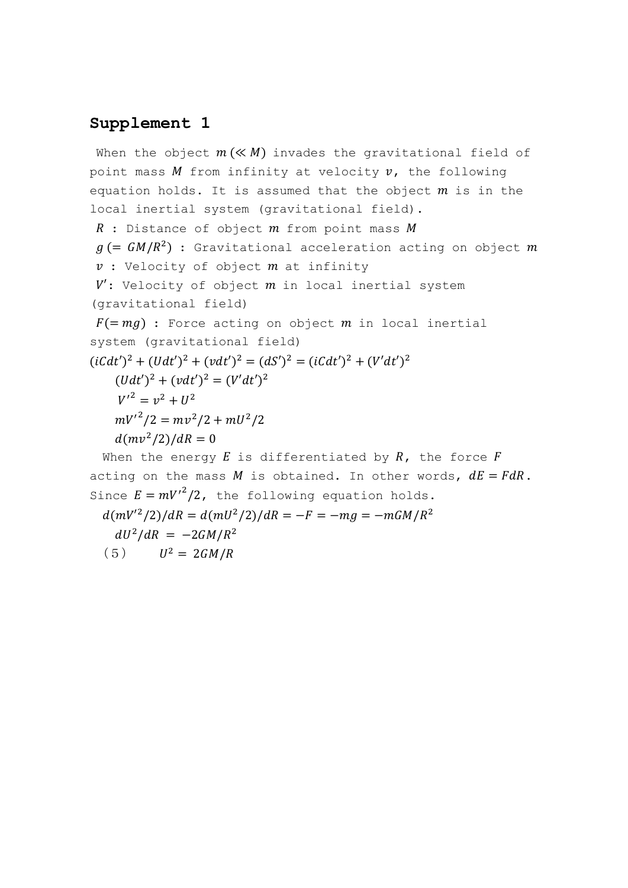## Supplement 1

When the object $m\,(\ll M)$ invades the gravitational field of point mass $M$ from infinity at velocity $v$, the following equation holds. It is assumed that the object $m$ is in the local inertial system (gravitational field).

$R$ : Distance of object $m$ from point mass $M$

$g\,(= GM/R^2)$ : Gravitational acceleration acting on object $m$

$v$ : Velocity of object $m$ at infinity

$V'$: Velocity of object $m$ in local inertial system (gravitational field)

$F(= mg)$ : Force acting on object $m$ in local inertial system (gravitational field)

$$(iCdt')^2 + (Udt')^2 + (vdt')^2 = (dS')^2 = (iCdt')^2 + (V'dt')^2$$

$$(Udt')^2 + (vdt')^2 = (V'dt')^2$$

$$V'^2 = v^2 + U^2$$

$$mV'^2/2 = mv^2/2 + mU^2/2$$

$$d(mv^2/2)/dR = 0$$

When the energy $E$ is differentiated by $R$, the force $F$ acting on the mass $M$ is obtained. In other words, $dE = FdR$. Since $E = mV'^2/2$, the following equation holds.

$$d(mV'^2/2)/dR = d(mU^2/2)/dR = -F = -mg = -mGM/R^2$$

$$dU^2/dR = -2GM/R^2$$

（5）　$U^2 = 2GM/R$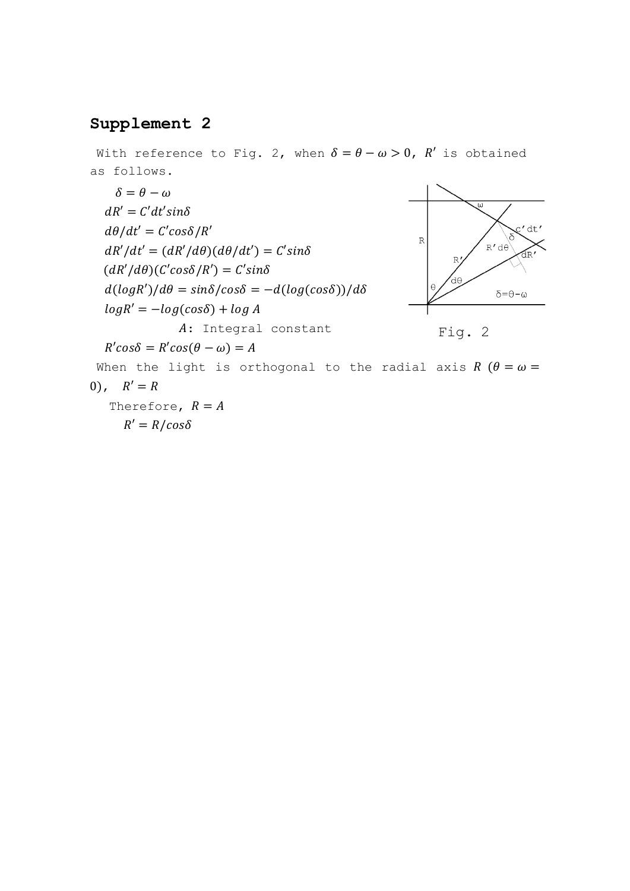## Supplement 2

With reference to Fig. 2, when $\delta = \theta - \omega > 0$, $R'$ is obtained as follows.

$$\delta = \theta - \omega$$

$$dR' = C'dt'sin\delta$$

$$d\theta/dt' = C'cos\delta/R'$$

$$dR'/dt' = (dR'/d\theta)(d\theta/dt') = C'sin\delta$$

$$(dR'/d\theta)(C'cos\delta/R') = C'sin\delta$$

$$d(logR')/d\theta = sin\delta/cos\delta = -d(log(cos\delta))/d\delta$$

$$logR' = -log(cos\delta) + log\,A$$

$A$: Integral constant

$$R'cos\delta = R'cos(\theta - \omega) = A$$

Fig. 2

When the light is orthogonal to the radial axis $R$ ($\theta = \omega = 0$), $R' = R$

Therefore, $R = A$

$$R' = R/cos\delta$$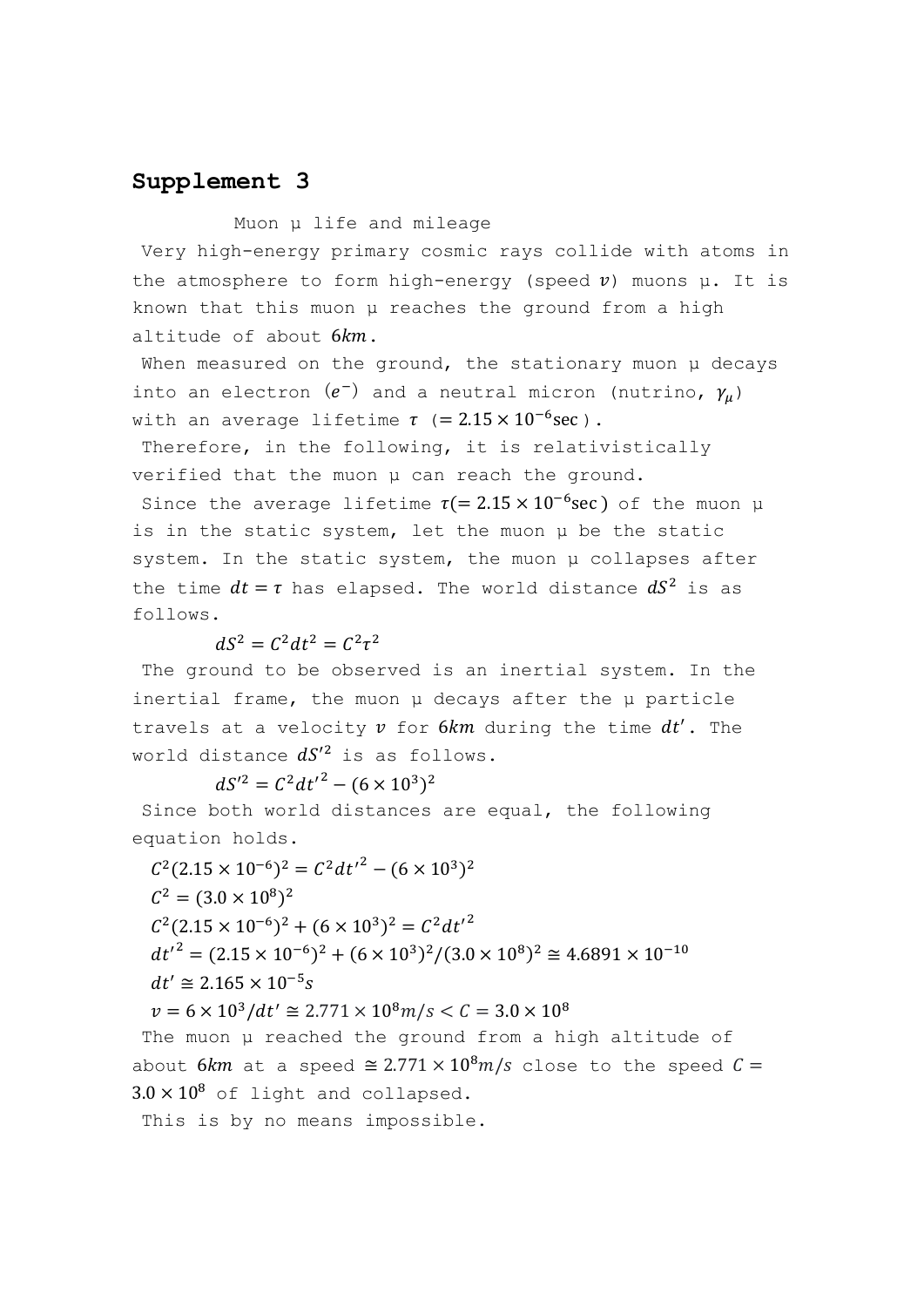## Supplement 3

Muon μ life and mileage

Very high-energy primary cosmic rays collide with atoms in the atmosphere to form high-energy (speed $v$) muons μ. It is known that this muon μ reaches the ground from a high altitude of about $6km$.

When measured on the ground, the stationary muon μ decays into an electron $(e^-)$ and a neutral micron (nutrino, $\gamma_\mu$) with an average lifetime $\tau$ ($= 2.15 \times 10^{-6}\text{sec}$).

Therefore, in the following, it is relativistically verified that the muon μ can reach the ground.

Since the average lifetime $\tau(= 2.15 \times 10^{-6}\text{sec})$ of the muon μ is in the static system, let the muon μ be the static system. In the static system, the muon μ collapses after the time $dt = \tau$ has elapsed. The world distance $dS^2$ is as follows.

$$dS^2 = C^2 dt^2 = C^2 \tau^2$$

The ground to be observed is an inertial system. In the inertial frame, the muon μ decays after the μ particle travels at a velocity $v$ for $6km$ during the time $dt'$. The world distance $dS'^2$ is as follows.

$$dS'^2 = C^2 dt'^2 - (6 \times 10^3)^2$$

Since both world distances are equal, the following equation holds.

$$C^2(2.15 \times 10^{-6})^2 = C^2 dt'^2 - (6 \times 10^3)^2$$

$$C^2 = (3.0 \times 10^8)^2$$

$$C^2(2.15 \times 10^{-6})^2 + (6 \times 10^3)^2 = C^2 dt'^2$$

$$dt'^2 = (2.15 \times 10^{-6})^2 + (6 \times 10^3)^2/(3.0 \times 10^8)^2 \cong 4.6891 \times 10^{-10}$$

$$dt' \cong 2.165 \times 10^{-5} s$$

$$v = 6 \times 10^3 / dt' \cong 2.771 \times 10^8 m/s < C = 3.0 \times 10^8$$

The muon μ reached the ground from a high altitude of about $6km$ at a speed $\cong 2.771 \times 10^8 m/s$ close to the speed $C = 3.0 \times 10^8$ of light and collapsed.

This is by no means impossible.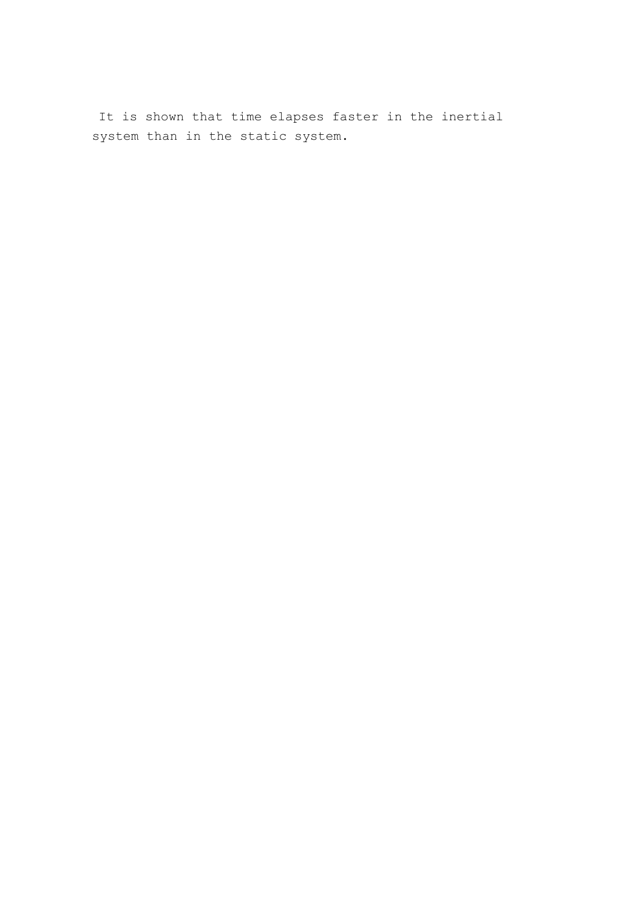It is shown that time elapses faster in the inertial system than in the static system.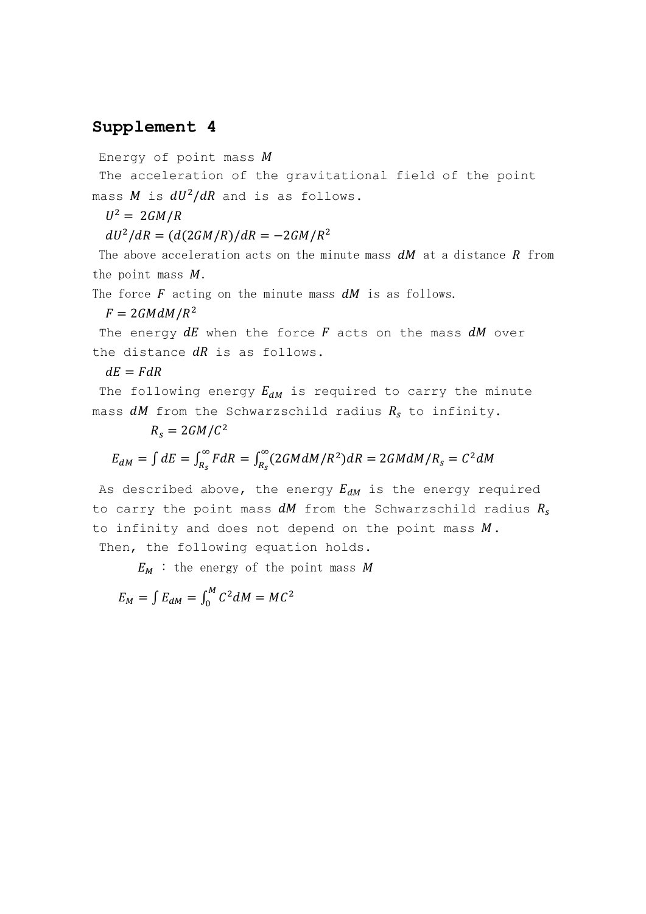## Supplement 4

Energy of point mass $M$

The acceleration of the gravitational field of the point mass $M$ is $dU^2/dR$ and is as follows.

$$U^2 = 2GM/R$$

$$dU^2/dR = (d(2GM/R))/dR = -2GM/R^2$$

The above acceleration acts on the minute mass $dM$ at a distance $R$ from the point mass $M$.

The force $F$ acting on the minute mass $dM$ is as follows.

$$F = 2GMdM/R^2$$

The energy $dE$ when the force $F$ acts on the mass $dM$ over the distance $dR$ is as follows.

$$dE = FdR$$

The following energy $E_{dM}$ is required to carry the minute mass $dM$ from the Schwarzschild radius $R_s$ to infinity.

$$R_s = 2GM/C^2$$

$$E_{dM} = \int dE = \int_{R_s}^{\infty} FdR = \int_{R_s}^{\infty} (2GMdM/R^2)dR = 2GMdM/R_s = C^2dM$$

As described above, the energy $E_{dM}$ is the energy required to carry the point mass $dM$ from the Schwarzschild radius $R_s$ to infinity and does not depend on the point mass $M$.

Then, the following equation holds.

$E_M$ : the energy of the point mass $M$

$$E_M = \int E_{dM} = \int_0^M C^2dM = MC^2$$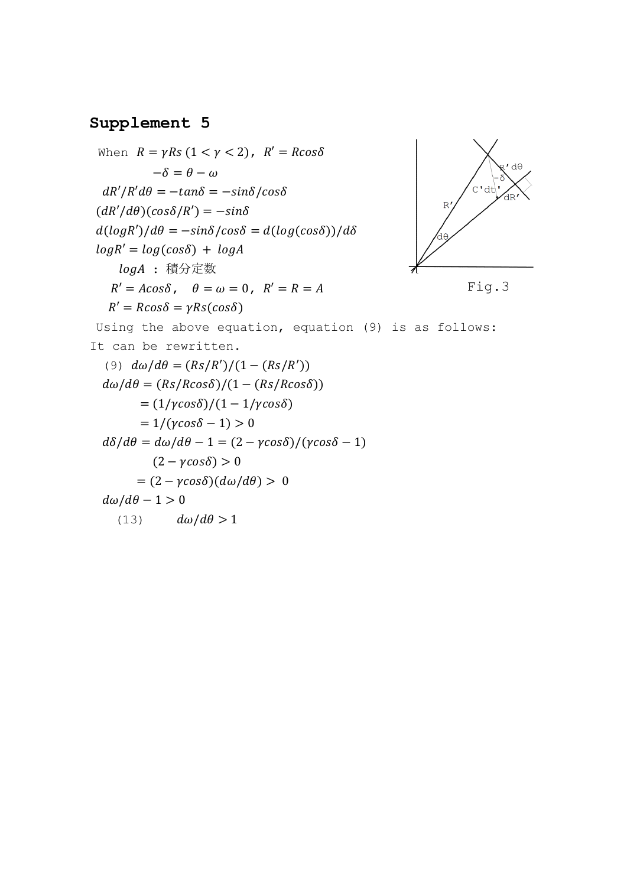## Supplement 5

When $R = \gamma Rs\ (1 < \gamma < 2)$, $R' = R\cos\delta$

$$-\delta = \theta - \omega$$

$$dR'/R'd\theta = -\tan\delta = -\sin\delta/\cos\delta$$

$$(dR'/d\theta)(\cos\delta/R') = -\sin\delta$$

$$d(\log R')/d\theta = -\sin\delta/\cos\delta = d(\log(\cos\delta))/d\delta$$

$$\log R' = \log(\cos\delta) + \log A$$

$\log A$ : 積分定数

$R' = A\cos\delta$, $\theta = \omega = 0$, $R' = R = A$

$$R' = R\cos\delta = \gamma Rs(\cos\delta)$$

Fig.3

Using the above equation, equation (9) is as follows:
It can be rewritten.

(9) $d\omega/d\theta = (Rs/R')/(1 - (Rs/R'))$

$$d\omega/d\theta = (Rs/R\cos\delta)/(1 - (Rs/R\cos\delta))$$

$$= (1/\gamma\cos\delta)/(1 - 1/\gamma\cos\delta)$$

$$= 1/(\gamma\cos\delta - 1) > 0$$

$$d\delta/d\theta = d\omega/d\theta - 1 = (2 - \gamma\cos\delta)/(\gamma\cos\delta - 1)$$

$$(2 - \gamma\cos\delta) > 0$$

$$= (2 - \gamma\cos\delta)(d\omega/d\theta) > 0$$

$$d\omega/d\theta - 1 > 0$$

(13) $\quad d\omega/d\theta > 1$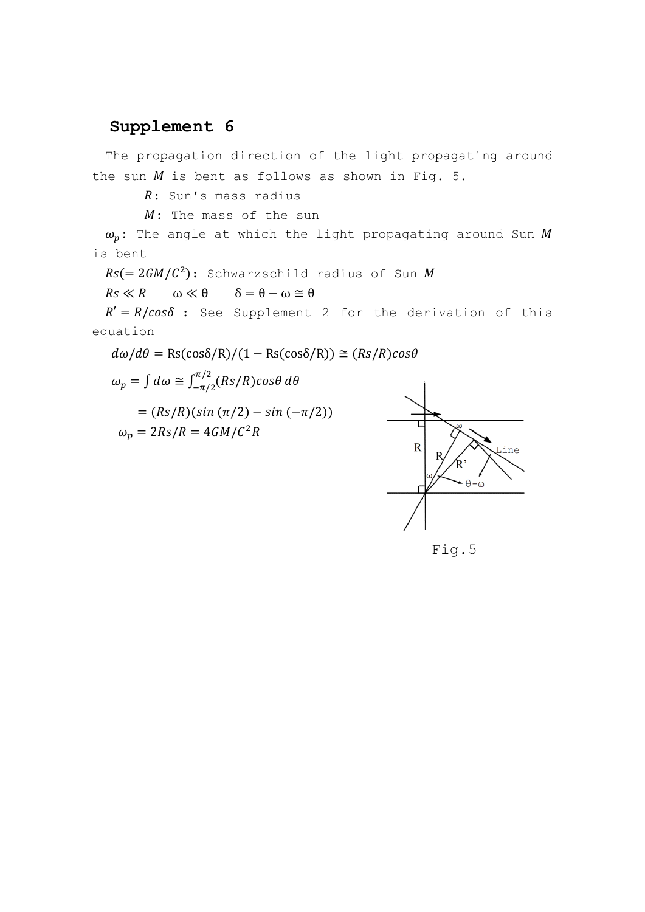## Supplement 6

The propagation direction of the light propagating around the sun $M$ is bent as follows as shown in Fig. 5.

$R$: Sun's mass radius

$M$: The mass of the sun

$\omega_p$: The angle at which the light propagating around Sun $M$ is bent

$Rs(= 2GM/C^2)$: Schwarzschild radius of Sun $M$

$Rs \ll R \qquad \omega \ll \theta \qquad \delta = \theta - \omega \cong \theta$

$R' = R/cos\delta$ : See Supplement 2 for the derivation of this equation

$$d\omega/d\theta = \mathrm{Rs}(\cos\delta/\mathrm{R})/(1 - \mathrm{Rs}(\cos\delta/\mathrm{R})) \cong (Rs/R)cos\theta$$

$$\omega_p = \int d\omega \cong \int_{-\pi/2}^{\pi/2}(Rs/R)cos\theta \, d\theta$$

$$= (Rs/R)(sin\,(\pi/2) - sin\,(-\pi/2))$$

$$\omega_p = 2Rs/R = 4GM/C^2R$$

Fig.5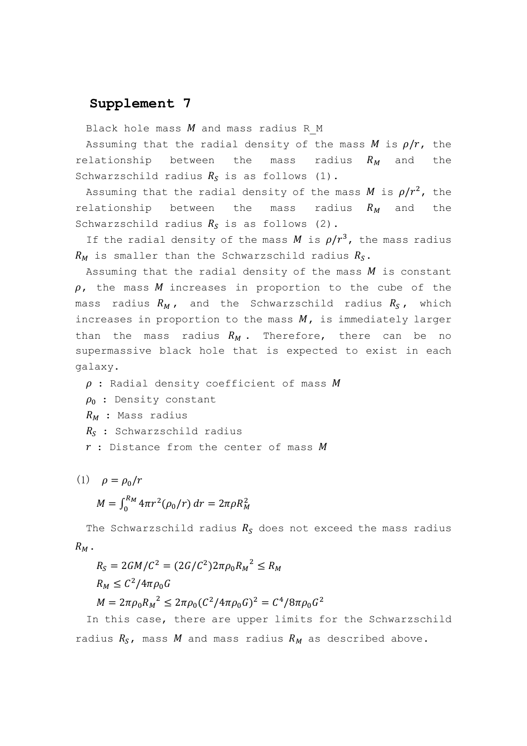## Supplement 7

Black hole mass $M$ and mass radius R_M

Assuming that the radial density of the mass $M$ is $\rho/r$, the relationship between the mass radius $R_M$ and the Schwarzschild radius $R_S$ is as follows (1).

Assuming that the radial density of the mass $M$ is $\rho/r^2$, the relationship between the mass radius $R_M$ and the Schwarzschild radius $R_S$ is as follows (2).

If the radial density of the mass $M$ is $\rho/r^3$, the mass radius $R_M$ is smaller than the Schwarzschild radius $R_S$.

Assuming that the radial density of the mass $M$ is constant $\rho$, the mass $M$ increases in proportion to the cube of the mass radius $R_M$, and the Schwarzschild radius $R_S$, which increases in proportion to the mass $M$, is immediately larger than the mass radius $R_M$. Therefore, there can be no supermassive black hole that is expected to exist in each galaxy.

$\rho$ : Radial density coefficient of mass $M$

$\rho_0$ : Density constant

$R_M$ : Mass radius

$R_S$ : Schwarzschild radius

$r$ : Distance from the center of mass $M$

(1) $\rho = \rho_0/r$

$$M = \int_0^{R_M} 4\pi r^2(\rho_0/r)\,dr = 2\pi\rho R_M^2$$

The Schwarzschild radius $R_S$ does not exceed the mass radius $R_M$.

$$R_S = 2GM/C^2 = (2G/C^2)2\pi\rho_0 {R_M}^2 \leq R_M$$

$$R_M \leq C^2/4\pi\rho_0 G$$

$$M = 2\pi\rho_0 {R_M}^2 \leq 2\pi\rho_0(C^2/4\pi\rho_0 G)^2 = C^4/8\pi\rho_0 G^2$$

In this case, there are upper limits for the Schwarzschild radius $R_S$, mass $M$ and mass radius $R_M$ as described above.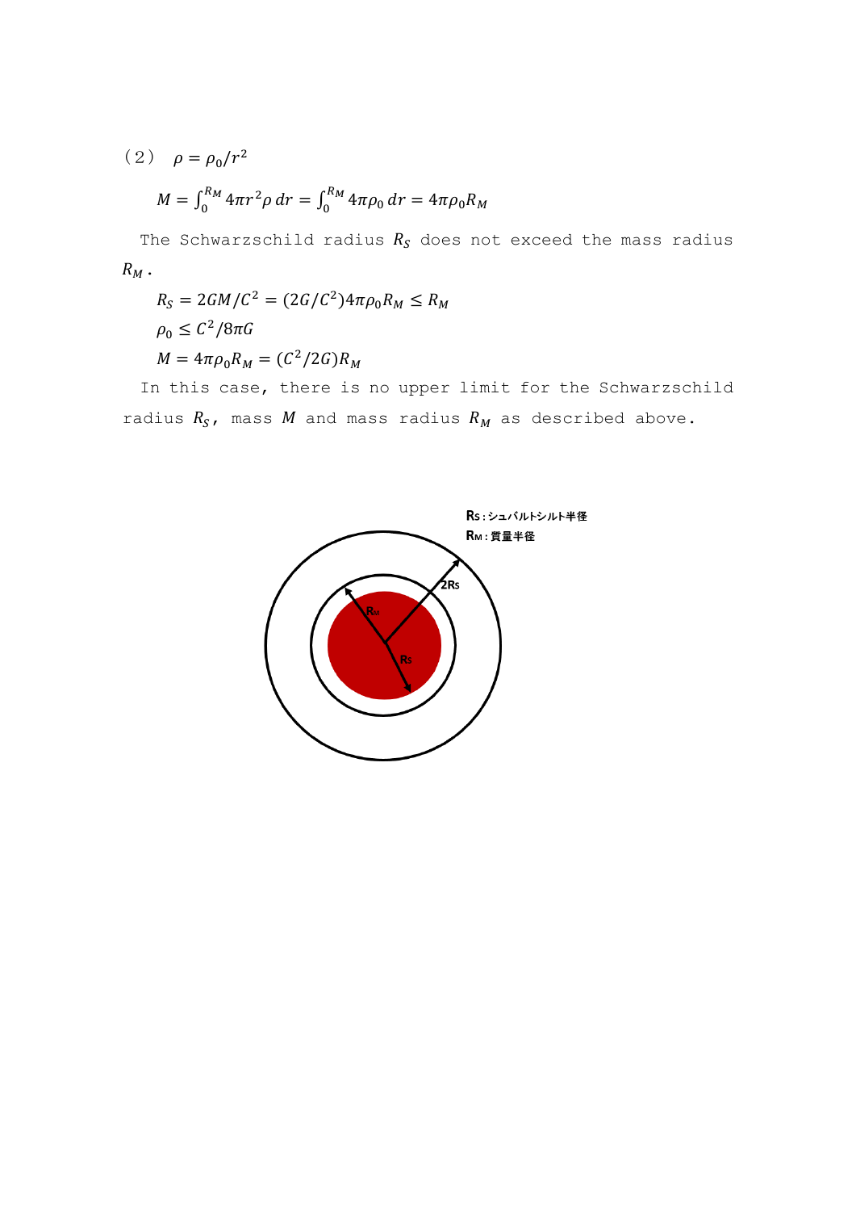（2） $\rho = \rho_0/r^2$

$$M = \int_0^{R_M} 4\pi r^2 \rho \, dr = \int_0^{R_M} 4\pi\rho_0 \, dr = 4\pi\rho_0 R_M$$

The Schwarzschild radius $R_S$ does not exceed the mass radius $R_M$.

$$R_S = 2GM/C^2 = (2G/C^2)4\pi\rho_0 R_M \leq R_M$$

$$\rho_0 \leq C^2/8\pi G$$

$$M = 4\pi\rho_0 R_M = (C^2/2G)R_M$$

In this case, there is no upper limit for the Schwarzschild radius $R_S$, mass $M$ and mass radius $R_M$ as described above.

Rs：シュバルトシルト半径
RM：質量半径
2Rs
RM
Rs